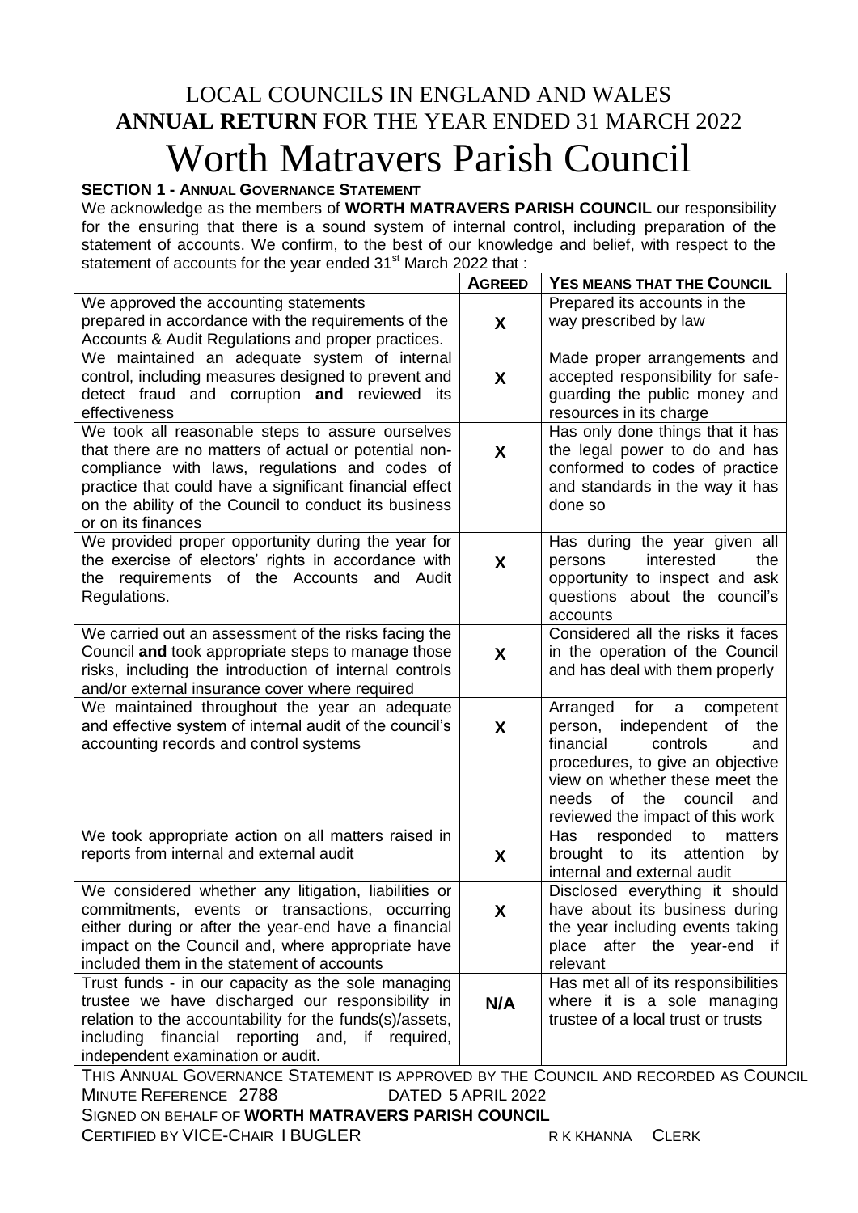# LOCAL COUNCILS IN ENGLAND AND WALES
## **ANNUAL RETURN** FOR THE YEAR ENDED 31 MARCH 2022
# Worth Matravers Parish Council

**SECTION 1 - ANNUAL GOVERNANCE STATEMENT**

We acknowledge as the members of **WORTH MATRAVERS PARISH COUNCIL** our responsibility for the ensuring that there is a sound system of internal control, including preparation of the statement of accounts. We confirm, to the best of our knowledge and belief, with respect to the statement of accounts for the year ended 31st March 2022 that :

| | AGREED | YES MEANS THAT THE COUNCIL |
|---|---|---|
| We approved the accounting statements prepared in accordance with the requirements of the Accounts & Audit Regulations and proper practices. | **X** | Prepared its accounts in the way prescribed by law |
| We maintained an adequate system of internal control, including measures designed to prevent and detect fraud and corruption **and** reviewed its effectiveness | **X** | Made proper arrangements and accepted responsibility for safe-guarding the public money and resources in its charge |
| We took all reasonable steps to assure ourselves that there are no matters of actual or potential non-compliance with laws, regulations and codes of practice that could have a significant financial effect on the ability of the Council to conduct its business or on its finances | **X** | Has only done things that it has the legal power to do and has conformed to codes of practice and standards in the way it has done so |
| We provided proper opportunity during the year for the exercise of electors' rights in accordance with the requirements of the Accounts and Audit Regulations. | **X** | Has during the year given all persons interested the opportunity to inspect and ask questions about the council's accounts |
| We carried out an assessment of the risks facing the Council **and** took appropriate steps to manage those risks, including the introduction of internal controls and/or external insurance cover where required | **X** | Considered all the risks it faces in the operation of the Council and has deal with them properly |
| We maintained throughout the year an adequate and effective system of internal audit of the council's accounting records and control systems | **X** | Arranged for a competent person, independent of the financial controls and procedures, to give an objective view on whether these meet the needs of the council and reviewed the impact of this work |
| We took appropriate action on all matters raised in reports from internal and external audit | **X** | Has responded to matters brought to its attention by internal and external audit |
| We considered whether any litigation, liabilities or commitments, events or transactions, occurring either during or after the year-end have a financial impact on the Council and, where appropriate have included them in the statement of accounts | **X** | Disclosed everything it should have about its business during the year including events taking place after the year-end if relevant |
| Trust funds - in our capacity as the sole managing trustee we have discharged our responsibility in relation to the accountability for the funds(s)/assets, including financial reporting and, if required, independent examination or audit. | **N/A** | Has met all of its responsibilities where it is a sole managing trustee of a local trust or trusts |

THIS ANNUAL GOVERNANCE STATEMENT IS APPROVED BY THE COUNCIL AND RECORDED AS COUNCIL MINUTE REFERENCE 2788 DATED 5 APRIL 2022

SIGNED ON BEHALF OF **WORTH MATRAVERS PARISH COUNCIL**

CERTIFIED BY VICE-CHAIR I BUGLER R K KHANNA CLERK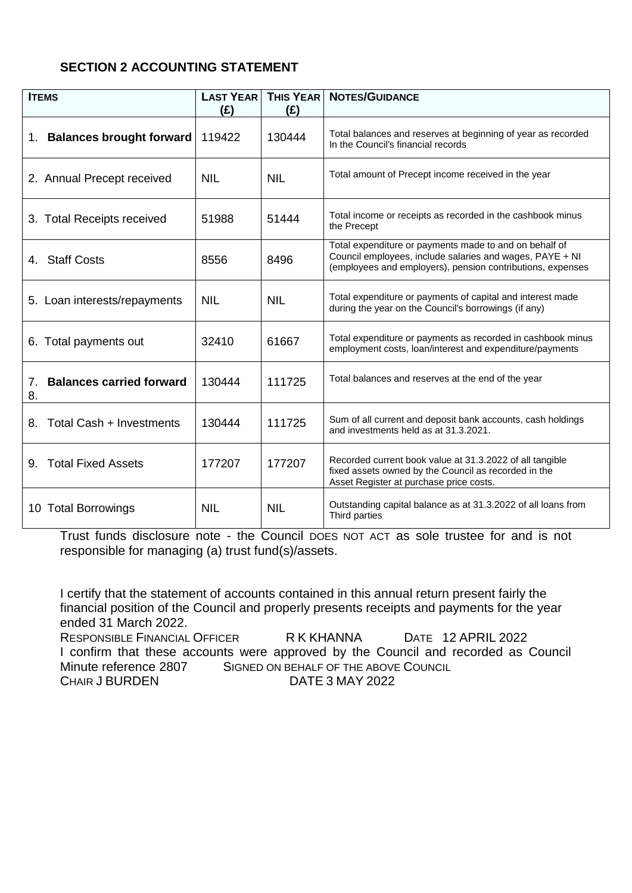## SECTION 2 ACCOUNTING STATEMENT

| ITEMS | LAST YEAR (£) | THIS YEAR (£) | NOTES/GUIDANCE |
|---|---|---|---|
| 1. **Balances brought forward** | 119422 | 130444 | Total balances and reserves at beginning of year as recorded In the Council's financial records |
| 2. Annual Precept received | NIL | NIL | Total amount of Precept income received in the year |
| 3. Total Receipts received | 51988 | 51444 | Total income or receipts as recorded in the cashbook minus the Precept |
| 4. Staff Costs | 8556 | 8496 | Total expenditure or payments made to and on behalf of Council employees, include salaries and wages, PAYE + NI (employees and employers), pension contributions, expenses |
| 5. Loan interests/repayments | NIL | NIL | Total expenditure or payments of capital and interest made during the year on the Council's borrowings (if any) |
| 6. Total payments out | 32410 | 61667 | Total expenditure or payments as recorded in cashbook minus employment costs, loan/interest and expenditure/payments |
| 7. **Balances carried forward** 8. | 130444 | 111725 | Total balances and reserves at the end of the year |
| 8. Total Cash + Investments | 130444 | 111725 | Sum of all current and deposit bank accounts, cash holdings and investments held as at 31.3.2021. |
| 9. Total Fixed Assets | 177207 | 177207 | Recorded current book value at 31.3.2022 of all tangible fixed assets owned by the Council as recorded in the Asset Register at purchase price costs. |
| 10 Total Borrowings | NIL | NIL | Outstanding capital balance as at 31.3.2022 of all loans from Third parties |

Trust funds disclosure note - the Council DOES NOT ACT as sole trustee for and is not responsible for managing (a) trust fund(s)/assets.

I certify that the statement of accounts contained in this annual return present fairly the financial position of the Council and properly presents receipts and payments for the year ended 31 March 2022.

RESPONSIBLE FINANCIAL OFFICER R K KHANNA DATE 12 APRIL 2022

I confirm that these accounts were approved by the Council and recorded as Council Minute reference 2807 SIGNED ON BEHALF OF THE ABOVE COUNCIL

CHAIR J BURDEN DATE 3 MAY 2022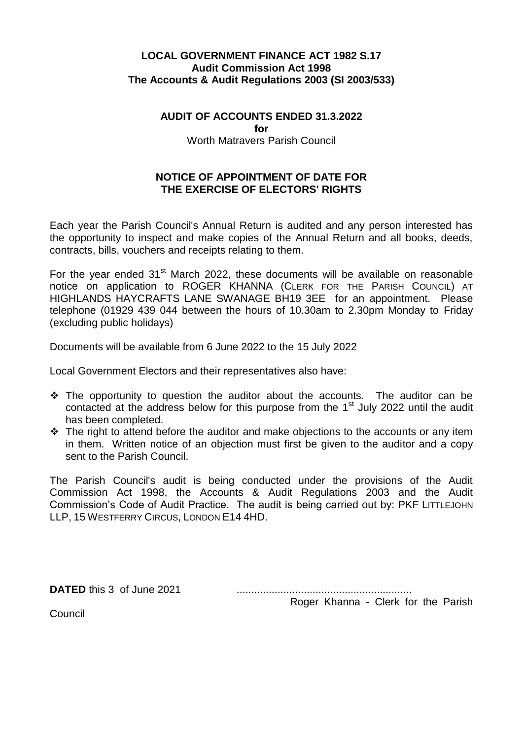**LOCAL GOVERNMENT FINANCE ACT 1982 S.17**
**Audit Commission Act 1998**
**The Accounts & Audit Regulations 2003 (SI 2003/533)**

**AUDIT OF ACCOUNTS ENDED 31.3.2022**
**for**
Worth Matravers Parish Council

## NOTICE OF APPOINTMENT OF DATE FOR THE EXERCISE OF ELECTORS' RIGHTS

Each year the Parish Council's Annual Return is audited and any person interested has the opportunity to inspect and make copies of the Annual Return and all books, deeds, contracts, bills, vouchers and receipts relating to them.

For the year ended 31st March 2022, these documents will be available on reasonable notice on application to ROGER KHANNA (CLERK FOR THE PARISH COUNCIL) AT HIGHLANDS HAYCRAFTS LANE SWANAGE BH19 3EE for an appointment. Please telephone (01929 439 044 between the hours of 10.30am to 2.30pm Monday to Friday (excluding public holidays)

Documents will be available from 6 June 2022 to the 15 July 2022

Local Government Electors and their representatives also have:

- The opportunity to question the auditor about the accounts. The auditor can be contacted at the address below for this purpose from the 1st July 2022 until the audit has been completed.
- The right to attend before the auditor and make objections to the accounts or any item in them. Written notice of an objection must first be given to the auditor and a copy sent to the Parish Council.

The Parish Council's audit is being conducted under the provisions of the Audit Commission Act 1998, the Accounts & Audit Regulations 2003 and the Audit Commission's Code of Audit Practice. The audit is being carried out by: PKF LITTLEJOHN LLP, 15 WESTFERRY CIRCUS, LONDON E14 4HD.

**DATED** this 3 of June 2021 ...........................................................

Roger Khanna - Clerk for the Parish Council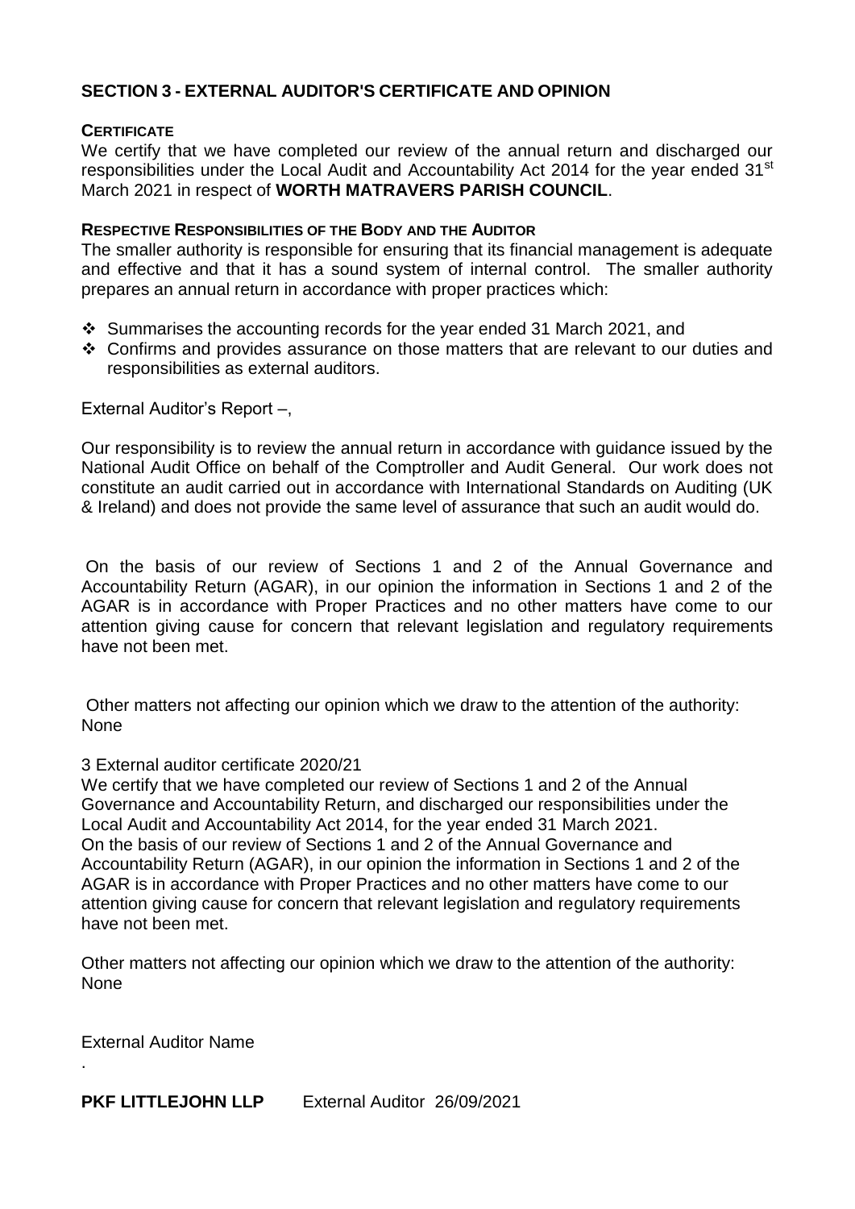## SECTION 3 - EXTERNAL AUDITOR'S CERTIFICATE AND OPINION

**CERTIFICATE**

We certify that we have completed our review of the annual return and discharged our responsibilities under the Local Audit and Accountability Act 2014 for the year ended 31st March 2021 in respect of **WORTH MATRAVERS PARISH COUNCIL**.

**RESPECTIVE RESPONSIBILITIES OF THE BODY AND THE AUDITOR**

The smaller authority is responsible for ensuring that its financial management is adequate and effective and that it has a sound system of internal control. The smaller authority prepares an annual return in accordance with proper practices which:

- Summarises the accounting records for the year ended 31 March 2021, and
- Confirms and provides assurance on those matters that are relevant to our duties and responsibilities as external auditors.

External Auditor's Report –,

Our responsibility is to review the annual return in accordance with guidance issued by the National Audit Office on behalf of the Comptroller and Audit General. Our work does not constitute an audit carried out in accordance with International Standards on Auditing (UK & Ireland) and does not provide the same level of assurance that such an audit would do.

On the basis of our review of Sections 1 and 2 of the Annual Governance and Accountability Return (AGAR), in our opinion the information in Sections 1 and 2 of the AGAR is in accordance with Proper Practices and no other matters have come to our attention giving cause for concern that relevant legislation and regulatory requirements have not been met.

Other matters not affecting our opinion which we draw to the attention of the authority:
None

3 External auditor certificate 2020/21

We certify that we have completed our review of Sections 1 and 2 of the Annual Governance and Accountability Return, and discharged our responsibilities under the Local Audit and Accountability Act 2014, for the year ended 31 March 2021.

On the basis of our review of Sections 1 and 2 of the Annual Governance and Accountability Return (AGAR), in our opinion the information in Sections 1 and 2 of the AGAR is in accordance with Proper Practices and no other matters have come to our attention giving cause for concern that relevant legislation and regulatory requirements have not been met.

Other matters not affecting our opinion which we draw to the attention of the authority:
None

External Auditor Name

.

**PKF LITTLEJOHN LLP** External Auditor 26/09/2021